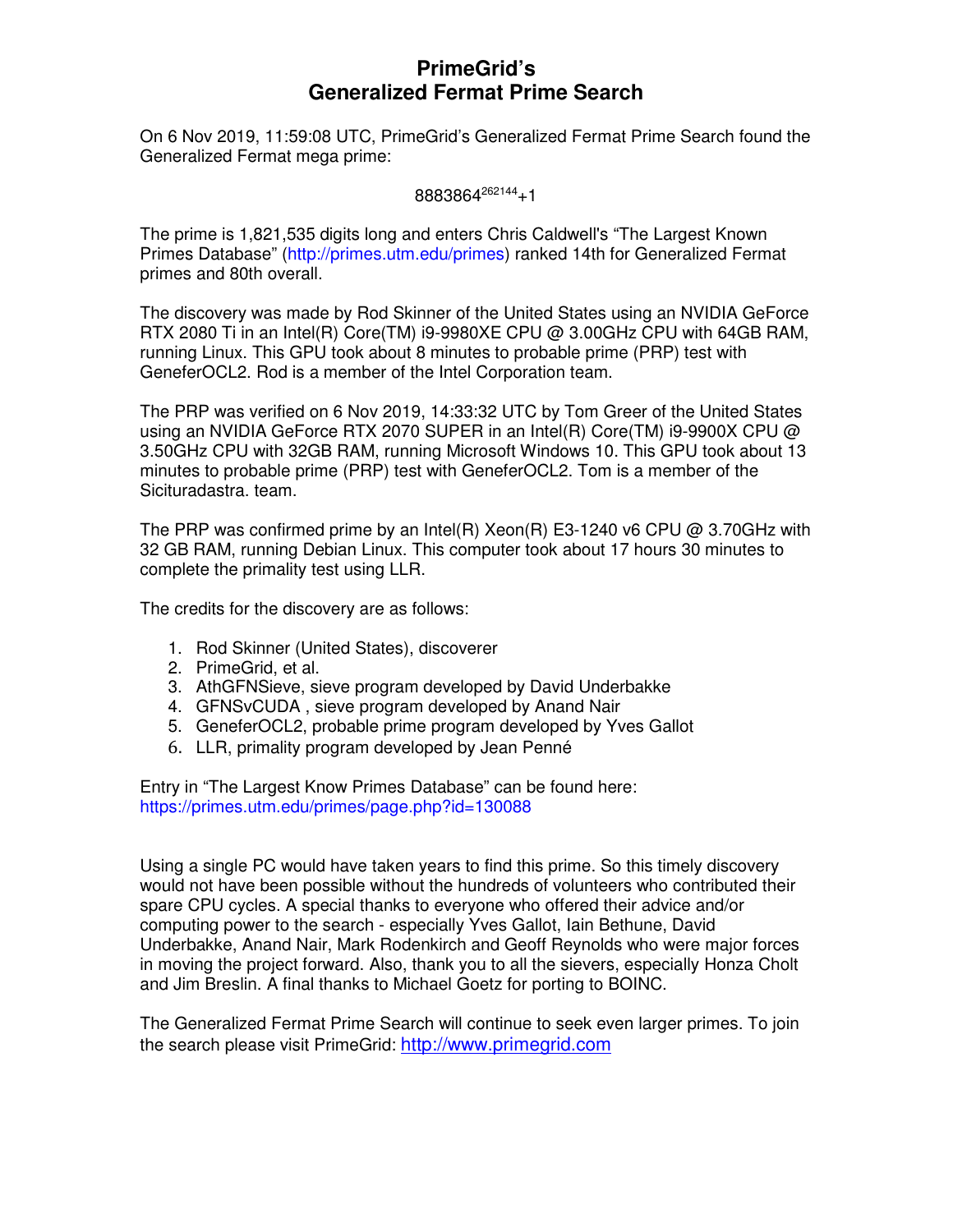# PrimeGrid's
# Generalized Fermat Prime Search

On 6 Nov 2019, 11:59:08 UTC, PrimeGrid's Generalized Fermat Prime Search found the Generalized Fermat mega prime:

$$8883864^{262144}+1$$

The prime is 1,821,535 digits long and enters Chris Caldwell's "The Largest Known Primes Database" (http://primes.utm.edu/primes) ranked 14th for Generalized Fermat primes and 80th overall.

The discovery was made by Rod Skinner of the United States using an NVIDIA GeForce RTX 2080 Ti in an Intel(R) Core(TM) i9-9980XE CPU @ 3.00GHz CPU with 64GB RAM, running Linux. This GPU took about 8 minutes to probable prime (PRP) test with GeneferOCL2. Rod is a member of the Intel Corporation team.

The PRP was verified on 6 Nov 2019, 14:33:32 UTC by Tom Greer of the United States using an NVIDIA GeForce RTX 2070 SUPER in an Intel(R) Core(TM) i9-9900X CPU @ 3.50GHz CPU with 32GB RAM, running Microsoft Windows 10. This GPU took about 13 minutes to probable prime (PRP) test with GeneferOCL2. Tom is a member of the Sicituradastra. team.

The PRP was confirmed prime by an Intel(R) Xeon(R) E3-1240 v6 CPU @ 3.70GHz with 32 GB RAM, running Debian Linux. This computer took about 17 hours 30 minutes to complete the primality test using LLR.

The credits for the discovery are as follows:

1. Rod Skinner (United States), discoverer
2. PrimeGrid, et al.
3. AthGFNSieve, sieve program developed by David Underbakke
4. GFNSvCUDA , sieve program developed by Anand Nair
5. GeneferOCL2, probable prime program developed by Yves Gallot
6. LLR, primality program developed by Jean Penné

Entry in "The Largest Know Primes Database" can be found here:
https://primes.utm.edu/primes/page.php?id=130088

Using a single PC would have taken years to find this prime. So this timely discovery would not have been possible without the hundreds of volunteers who contributed their spare CPU cycles. A special thanks to everyone who offered their advice and/or computing power to the search - especially Yves Gallot, Iain Bethune, David Underbakke, Anand Nair, Mark Rodenkirch and Geoff Reynolds who were major forces in moving the project forward. Also, thank you to all the sievers, especially Honza Cholt and Jim Breslin. A final thanks to Michael Goetz for porting to BOINC.

The Generalized Fermat Prime Search will continue to seek even larger primes. To join the search please visit PrimeGrid: http://www.primegrid.com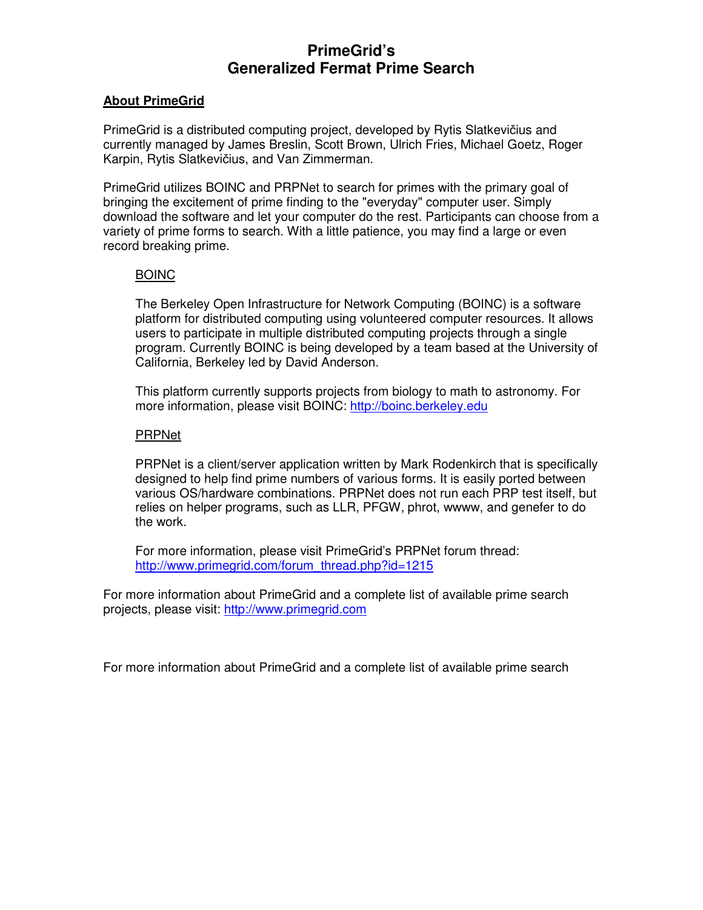# PrimeGrid's
# Generalized Fermat Prime Search

## About PrimeGrid

PrimeGrid is a distributed computing project, developed by Rytis Slatkevičius and currently managed by James Breslin, Scott Brown, Ulrich Fries, Michael Goetz, Roger Karpin, Rytis Slatkevičius, and Van Zimmerman.

PrimeGrid utilizes BOINC and PRPNet to search for primes with the primary goal of bringing the excitement of prime finding to the "everyday" computer user. Simply download the software and let your computer do the rest. Participants can choose from a variety of prime forms to search. With a little patience, you may find a large or even record breaking prime.

### BOINC

The Berkeley Open Infrastructure for Network Computing (BOINC) is a software platform for distributed computing using volunteered computer resources. It allows users to participate in multiple distributed computing projects through a single program. Currently BOINC is being developed by a team based at the University of California, Berkeley led by David Anderson.

This platform currently supports projects from biology to math to astronomy. For more information, please visit BOINC: http://boinc.berkeley.edu

### PRPNet

PRPNet is a client/server application written by Mark Rodenkirch that is specifically designed to help find prime numbers of various forms. It is easily ported between various OS/hardware combinations. PRPNet does not run each PRP test itself, but relies on helper programs, such as LLR, PFGW, phrot, wwww, and genefer to do the work.

For more information, please visit PrimeGrid's PRPNet forum thread: http://www.primegrid.com/forum_thread.php?id=1215

For more information about PrimeGrid and a complete list of available prime search projects, please visit: http://www.primegrid.com

For more information about PrimeGrid and a complete list of available prime search